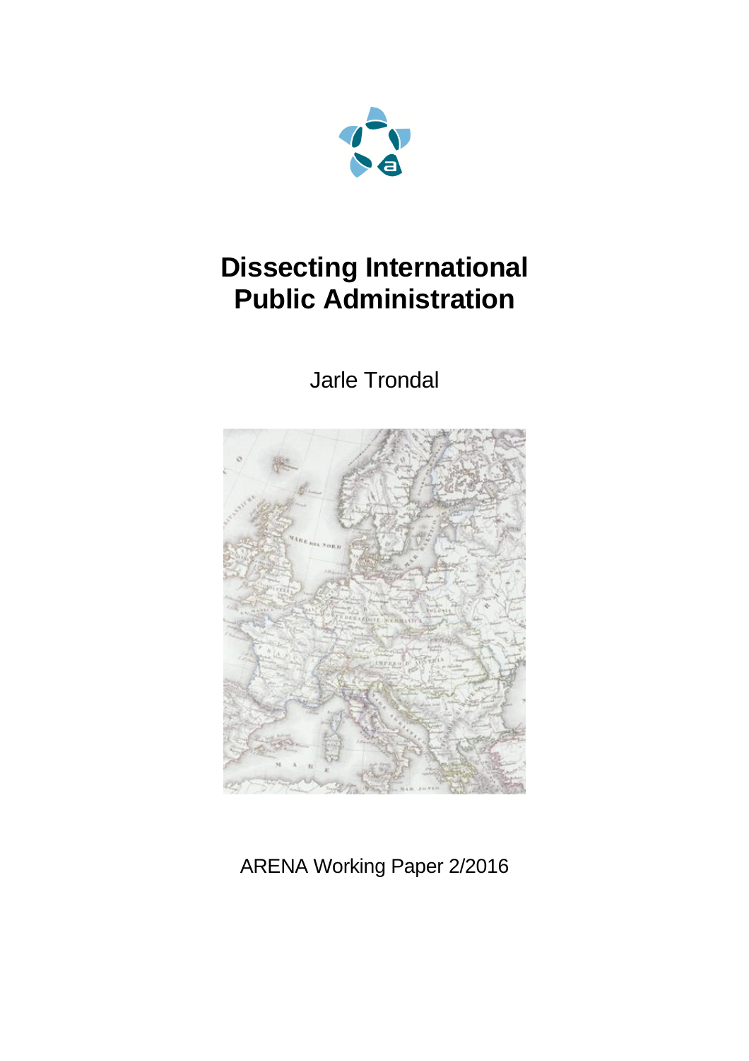# Dissecting International Public Administration

Jarle Trondal

ARENA Working Paper 2/2016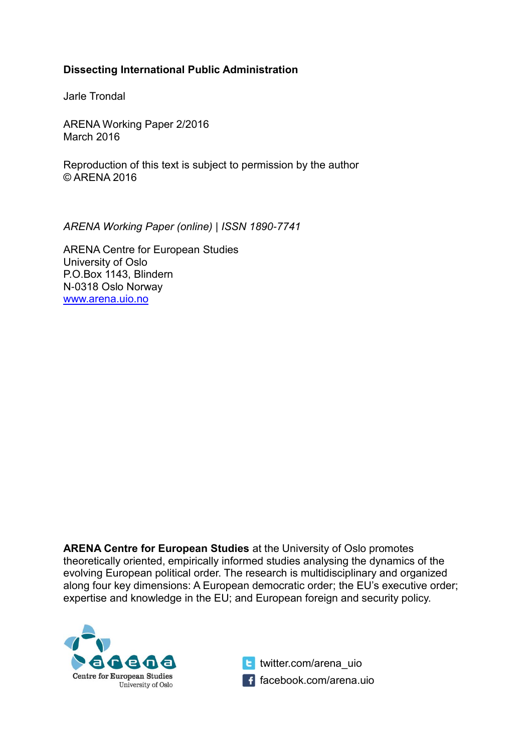**Dissecting International Public Administration**

Jarle Trondal

ARENA Working Paper 2/2016
March 2016

Reproduction of this text is subject to permission by the author
© ARENA 2016

*ARENA Working Paper (online) | ISSN 1890-7741*

ARENA Centre for European Studies
University of Oslo
P.O.Box 1143, Blindern
N-0318 Oslo Norway
[www.arena.uio.no](http://www.arena.uio.no)

**ARENA Centre for European Studies** at the University of Oslo promotes theoretically oriented, empirically informed studies analysing the dynamics of the evolving European political order. The research is multidisciplinary and organized along four key dimensions: A European democratic order; the EU's executive order; expertise and knowledge in the EU; and European foreign and security policy.

arena
Centre for European Studies
University of Oslo

twitter.com/arena_uio
facebook.com/arena.uio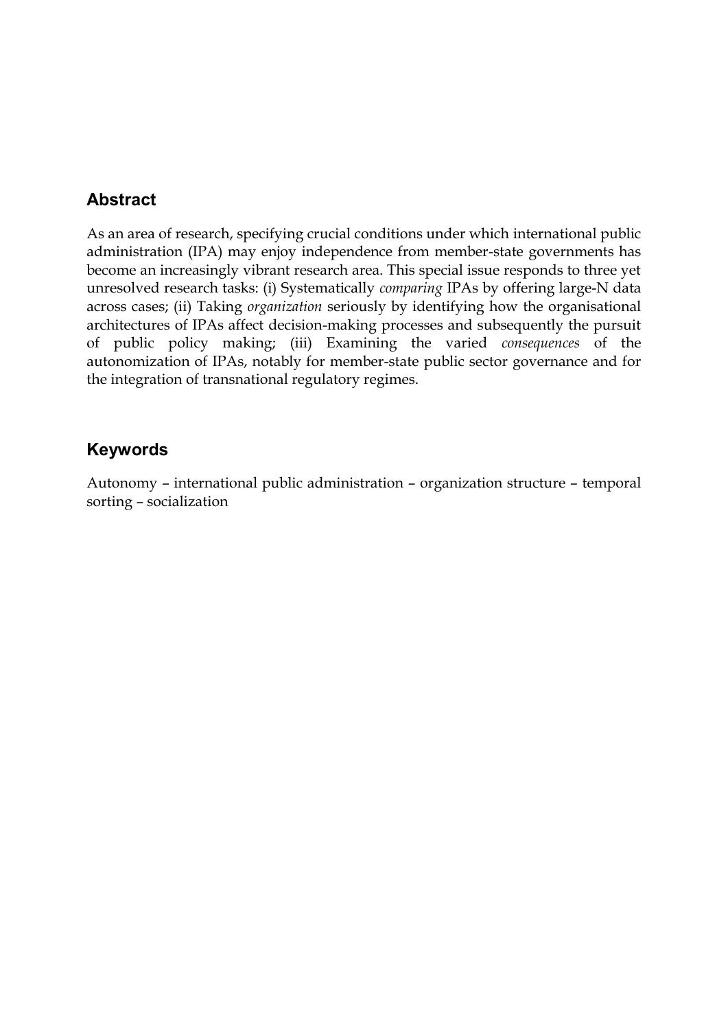## Abstract

As an area of research, specifying crucial conditions under which international public administration (IPA) may enjoy independence from member-state governments has become an increasingly vibrant research area. This special issue responds to three yet unresolved research tasks: (i) Systematically *comparing* IPAs by offering large-N data across cases; (ii) Taking *organization* seriously by identifying how the organisational architectures of IPAs affect decision-making processes and subsequently the pursuit of public policy making; (iii) Examining the varied *consequences* of the autonomization of IPAs, notably for member-state public sector governance and for the integration of transnational regulatory regimes.

## Keywords

Autonomy – international public administration – organization structure – temporal sorting – socialization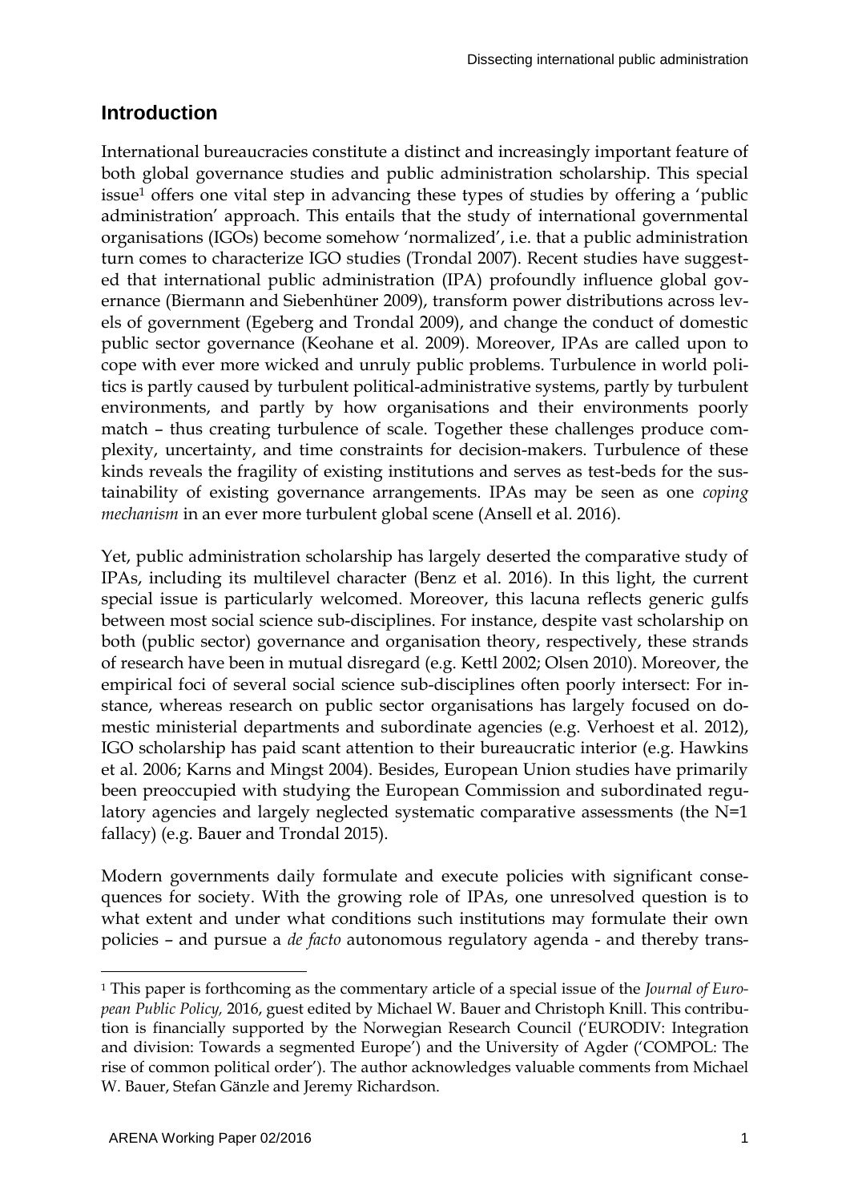## Introduction

International bureaucracies constitute a distinct and increasingly important feature of both global governance studies and public administration scholarship. This special issue[1] offers one vital step in advancing these types of studies by offering a 'public administration' approach. This entails that the study of international governmental organisations (IGOs) become somehow 'normalized', i.e. that a public administration turn comes to characterize IGO studies (Trondal 2007). Recent studies have suggested that international public administration (IPA) profoundly influence global governance (Biermann and Siebenhüner 2009), transform power distributions across levels of government (Egeberg and Trondal 2009), and change the conduct of domestic public sector governance (Keohane et al. 2009). Moreover, IPAs are called upon to cope with ever more wicked and unruly public problems. Turbulence in world politics is partly caused by turbulent political-administrative systems, partly by turbulent environments, and partly by how organisations and their environments poorly match – thus creating turbulence of scale. Together these challenges produce complexity, uncertainty, and time constraints for decision-makers. Turbulence of these kinds reveals the fragility of existing institutions and serves as test-beds for the sustainability of existing governance arrangements. IPAs may be seen as one *coping mechanism* in an ever more turbulent global scene (Ansell et al. 2016).

Yet, public administration scholarship has largely deserted the comparative study of IPAs, including its multilevel character (Benz et al. 2016). In this light, the current special issue is particularly welcomed. Moreover, this lacuna reflects generic gulfs between most social science sub-disciplines. For instance, despite vast scholarship on both (public sector) governance and organisation theory, respectively, these strands of research have been in mutual disregard (e.g. Kettl 2002; Olsen 2010). Moreover, the empirical foci of several social science sub-disciplines often poorly intersect: For instance, whereas research on public sector organisations has largely focused on domestic ministerial departments and subordinate agencies (e.g. Verhoest et al. 2012), IGO scholarship has paid scant attention to their bureaucratic interior (e.g. Hawkins et al. 2006; Karns and Mingst 2004). Besides, European Union studies have primarily been preoccupied with studying the European Commission and subordinated regulatory agencies and largely neglected systematic comparative assessments (the N=1 fallacy) (e.g. Bauer and Trondal 2015).

Modern governments daily formulate and execute policies with significant consequences for society. With the growing role of IPAs, one unresolved question is to what extent and under what conditions such institutions may formulate their own policies – and pursue a *de facto* autonomous regulatory agenda - and thereby trans-

---

[1] This paper is forthcoming as the commentary article of a special issue of the *Journal of European Public Policy,* 2016, guest edited by Michael W. Bauer and Christoph Knill. This contribution is financially supported by the Norwegian Research Council ('EURODIV: Integration and division: Towards a segmented Europe') and the University of Agder ('COMPOL: The rise of common political order'). The author acknowledges valuable comments from Michael W. Bauer, Stefan Gänzle and Jeremy Richardson.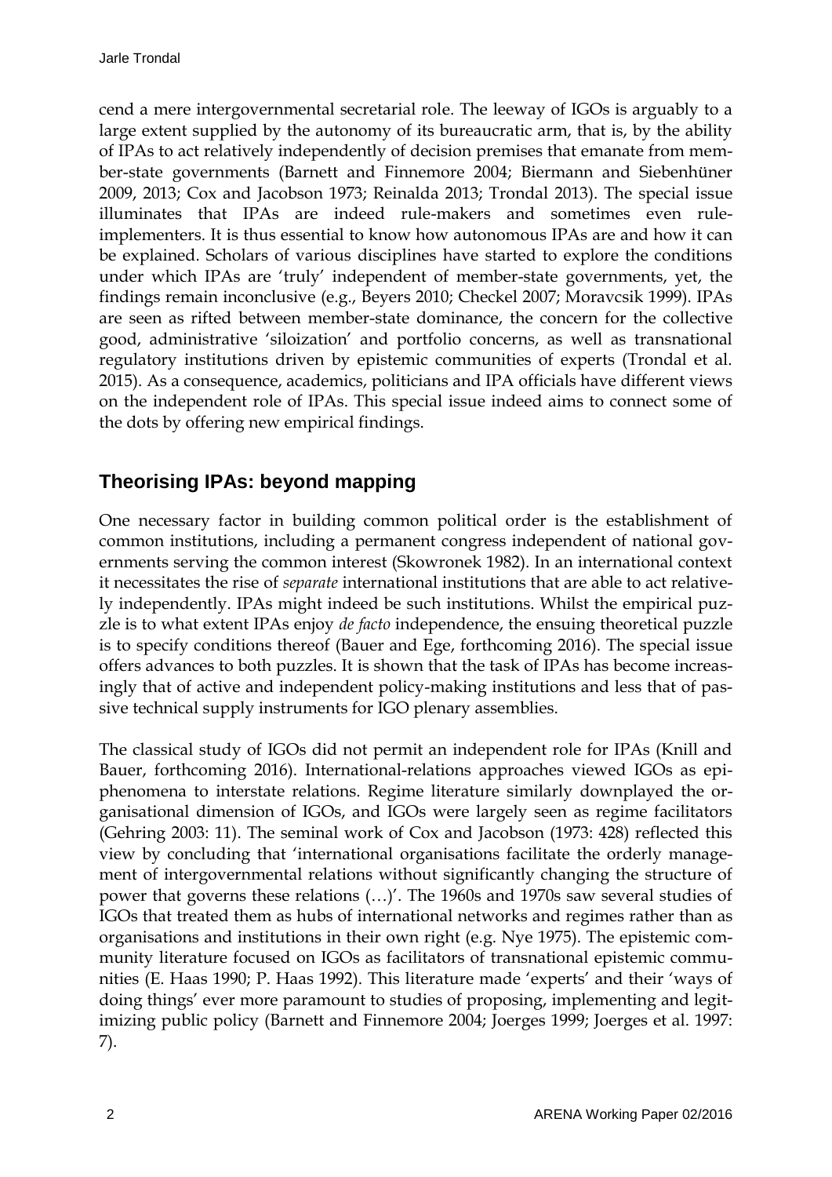cend a mere intergovernmental secretarial role. The leeway of IGOs is arguably to a large extent supplied by the autonomy of its bureaucratic arm, that is, by the ability of IPAs to act relatively independently of decision premises that emanate from member-state governments (Barnett and Finnemore 2004; Biermann and Siebenhüner 2009, 2013; Cox and Jacobson 1973; Reinalda 2013; Trondal 2013). The special issue illuminates that IPAs are indeed rule-makers and sometimes even rule-implementers. It is thus essential to know how autonomous IPAs are and how it can be explained. Scholars of various disciplines have started to explore the conditions under which IPAs are 'truly' independent of member-state governments, yet, the findings remain inconclusive (e.g., Beyers 2010; Checkel 2007; Moravcsik 1999). IPAs are seen as rifted between member-state dominance, the concern for the collective good, administrative 'siloization' and portfolio concerns, as well as transnational regulatory institutions driven by epistemic communities of experts (Trondal et al. 2015). As a consequence, academics, politicians and IPA officials have different views on the independent role of IPAs. This special issue indeed aims to connect some of the dots by offering new empirical findings.

## Theorising IPAs: beyond mapping

One necessary factor in building common political order is the establishment of common institutions, including a permanent congress independent of national governments serving the common interest (Skowronek 1982). In an international context it necessitates the rise of *separate* international institutions that are able to act relatively independently. IPAs might indeed be such institutions. Whilst the empirical puzzle is to what extent IPAs enjoy *de facto* independence, the ensuing theoretical puzzle is to specify conditions thereof (Bauer and Ege, forthcoming 2016). The special issue offers advances to both puzzles. It is shown that the task of IPAs has become increasingly that of active and independent policy-making institutions and less that of passive technical supply instruments for IGO plenary assemblies.

The classical study of IGOs did not permit an independent role for IPAs (Knill and Bauer, forthcoming 2016). International-relations approaches viewed IGOs as epiphenomena to interstate relations. Regime literature similarly downplayed the organisational dimension of IGOs, and IGOs were largely seen as regime facilitators (Gehring 2003: 11). The seminal work of Cox and Jacobson (1973: 428) reflected this view by concluding that 'international organisations facilitate the orderly management of intergovernmental relations without significantly changing the structure of power that governs these relations (…)'. The 1960s and 1970s saw several studies of IGOs that treated them as hubs of international networks and regimes rather than as organisations and institutions in their own right (e.g. Nye 1975). The epistemic community literature focused on IGOs as facilitators of transnational epistemic communities (E. Haas 1990; P. Haas 1992). This literature made 'experts' and their 'ways of doing things' ever more paramount to studies of proposing, implementing and legitimizing public policy (Barnett and Finnemore 2004; Joerges 1999; Joerges et al. 1997: 7).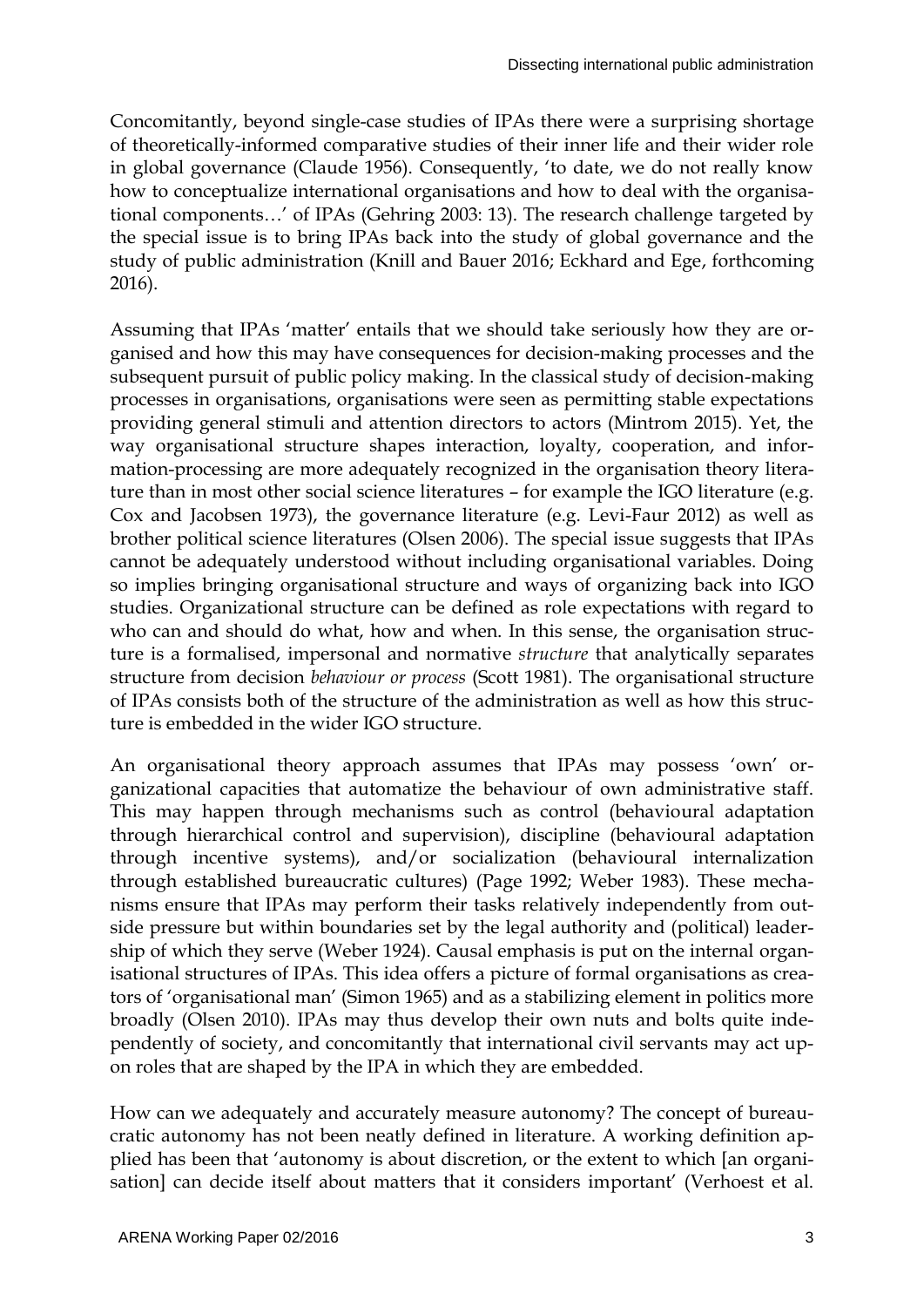Concomitantly, beyond single-case studies of IPAs there were a surprising shortage of theoretically-informed comparative studies of their inner life and their wider role in global governance (Claude 1956). Consequently, 'to date, we do not really know how to conceptualize international organisations and how to deal with the organisational components…' of IPAs (Gehring 2003: 13). The research challenge targeted by the special issue is to bring IPAs back into the study of global governance and the study of public administration (Knill and Bauer 2016; Eckhard and Ege, forthcoming 2016).

Assuming that IPAs 'matter' entails that we should take seriously how they are organised and how this may have consequences for decision-making processes and the subsequent pursuit of public policy making. In the classical study of decision-making processes in organisations, organisations were seen as permitting stable expectations providing general stimuli and attention directors to actors (Mintrom 2015). Yet, the way organisational structure shapes interaction, loyalty, cooperation, and information-processing are more adequately recognized in the organisation theory literature than in most other social science literatures – for example the IGO literature (e.g. Cox and Jacobsen 1973), the governance literature (e.g. Levi-Faur 2012) as well as brother political science literatures (Olsen 2006). The special issue suggests that IPAs cannot be adequately understood without including organisational variables. Doing so implies bringing organisational structure and ways of organizing back into IGO studies. Organizational structure can be defined as role expectations with regard to who can and should do what, how and when. In this sense, the organisation structure is a formalised, impersonal and normative *structure* that analytically separates structure from decision *behaviour or process* (Scott 1981). The organisational structure of IPAs consists both of the structure of the administration as well as how this structure is embedded in the wider IGO structure.

An organisational theory approach assumes that IPAs may possess 'own' organizational capacities that automatize the behaviour of own administrative staff. This may happen through mechanisms such as control (behavioural adaptation through hierarchical control and supervision), discipline (behavioural adaptation through incentive systems), and/or socialization (behavioural internalization through established bureaucratic cultures) (Page 1992; Weber 1983). These mechanisms ensure that IPAs may perform their tasks relatively independently from outside pressure but within boundaries set by the legal authority and (political) leadership of which they serve (Weber 1924). Causal emphasis is put on the internal organisational structures of IPAs. This idea offers a picture of formal organisations as creators of 'organisational man' (Simon 1965) and as a stabilizing element in politics more broadly (Olsen 2010). IPAs may thus develop their own nuts and bolts quite independently of society, and concomitantly that international civil servants may act upon roles that are shaped by the IPA in which they are embedded.

How can we adequately and accurately measure autonomy? The concept of bureaucratic autonomy has not been neatly defined in literature. A working definition applied has been that 'autonomy is about discretion, or the extent to which [an organisation] can decide itself about matters that it considers important' (Verhoest et al.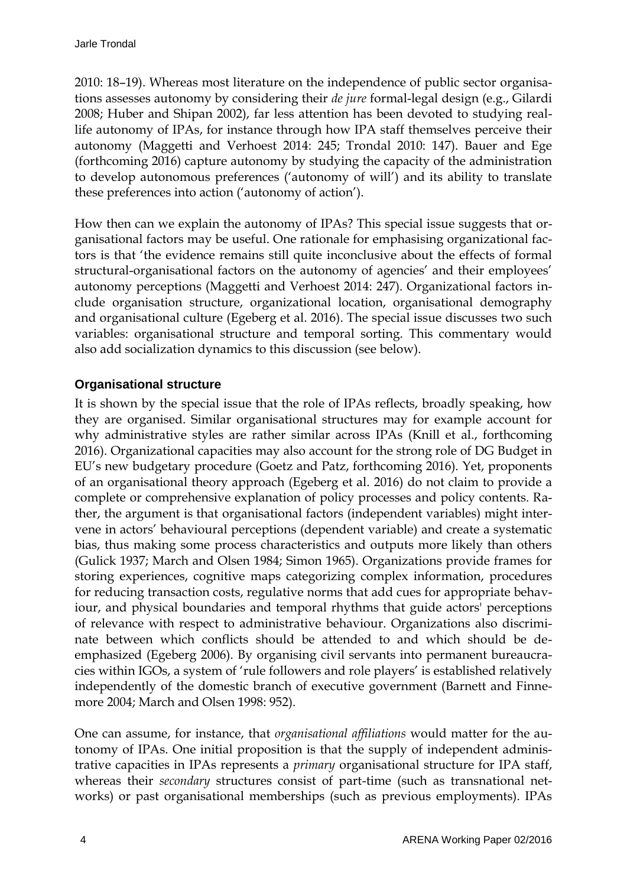2010: 18–19). Whereas most literature on the independence of public sector organisations assesses autonomy by considering their *de jure* formal-legal design (e.g., Gilardi 2008; Huber and Shipan 2002), far less attention has been devoted to studying real-life autonomy of IPAs, for instance through how IPA staff themselves perceive their autonomy (Maggetti and Verhoest 2014: 245; Trondal 2010: 147). Bauer and Ege (forthcoming 2016) capture autonomy by studying the capacity of the administration to develop autonomous preferences ('autonomy of will') and its ability to translate these preferences into action ('autonomy of action').

How then can we explain the autonomy of IPAs? This special issue suggests that organisational factors may be useful. One rationale for emphasising organizational factors is that 'the evidence remains still quite inconclusive about the effects of formal structural-organisational factors on the autonomy of agencies' and their employees' autonomy perceptions (Maggetti and Verhoest 2014: 247). Organizational factors include organisation structure, organizational location, organisational demography and organisational culture (Egeberg et al. 2016). The special issue discusses two such variables: organisational structure and temporal sorting. This commentary would also add socialization dynamics to this discussion (see below).

## Organisational structure

It is shown by the special issue that the role of IPAs reflects, broadly speaking, how they are organised. Similar organisational structures may for example account for why administrative styles are rather similar across IPAs (Knill et al., forthcoming 2016). Organizational capacities may also account for the strong role of DG Budget in EU's new budgetary procedure (Goetz and Patz, forthcoming 2016). Yet, proponents of an organisational theory approach (Egeberg et al. 2016) do not claim to provide a complete or comprehensive explanation of policy processes and policy contents. Rather, the argument is that organisational factors (independent variables) might intervene in actors' behavioural perceptions (dependent variable) and create a systematic bias, thus making some process characteristics and outputs more likely than others (Gulick 1937; March and Olsen 1984; Simon 1965). Organizations provide frames for storing experiences, cognitive maps categorizing complex information, procedures for reducing transaction costs, regulative norms that add cues for appropriate behaviour, and physical boundaries and temporal rhythms that guide actors' perceptions of relevance with respect to administrative behaviour. Organizations also discriminate between which conflicts should be attended to and which should be de-emphasized (Egeberg 2006). By organising civil servants into permanent bureaucracies within IGOs, a system of 'rule followers and role players' is established relatively independently of the domestic branch of executive government (Barnett and Finnemore 2004; March and Olsen 1998: 952).

One can assume, for instance, that *organisational affiliations* would matter for the autonomy of IPAs. One initial proposition is that the supply of independent administrative capacities in IPAs represents a *primary* organisational structure for IPA staff, whereas their *secondary* structures consist of part-time (such as transnational networks) or past organisational memberships (such as previous employments). IPAs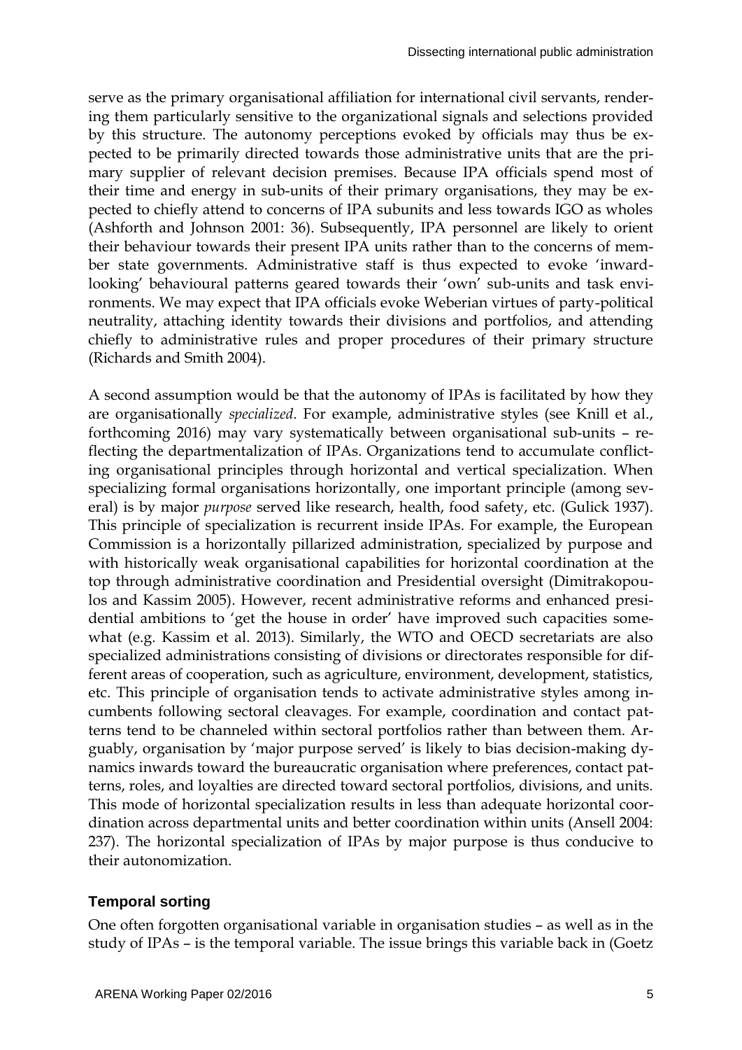serve as the primary organisational affiliation for international civil servants, rendering them particularly sensitive to the organizational signals and selections provided by this structure. The autonomy perceptions evoked by officials may thus be expected to be primarily directed towards those administrative units that are the primary supplier of relevant decision premises. Because IPA officials spend most of their time and energy in sub-units of their primary organisations, they may be expected to chiefly attend to concerns of IPA subunits and less towards IGO as wholes (Ashforth and Johnson 2001: 36). Subsequently, IPA personnel are likely to orient their behaviour towards their present IPA units rather than to the concerns of member state governments. Administrative staff is thus expected to evoke 'inward-looking' behavioural patterns geared towards their 'own' sub-units and task environments. We may expect that IPA officials evoke Weberian virtues of party-political neutrality, attaching identity towards their divisions and portfolios, and attending chiefly to administrative rules and proper procedures of their primary structure (Richards and Smith 2004).

A second assumption would be that the autonomy of IPAs is facilitated by how they are organisationally *specialized*. For example, administrative styles (see Knill et al., forthcoming 2016) may vary systematically between organisational sub-units – reflecting the departmentalization of IPAs. Organizations tend to accumulate conflicting organisational principles through horizontal and vertical specialization. When specializing formal organisations horizontally, one important principle (among several) is by major *purpose* served like research, health, food safety, etc. (Gulick 1937). This principle of specialization is recurrent inside IPAs. For example, the European Commission is a horizontally pillarized administration, specialized by purpose and with historically weak organisational capabilities for horizontal coordination at the top through administrative coordination and Presidential oversight (Dimitrakopoulos and Kassim 2005). However, recent administrative reforms and enhanced presidential ambitions to 'get the house in order' have improved such capacities somewhat (e.g. Kassim et al. 2013). Similarly, the WTO and OECD secretariats are also specialized administrations consisting of divisions or directorates responsible for different areas of cooperation, such as agriculture, environment, development, statistics, etc. This principle of organisation tends to activate administrative styles among incumbents following sectoral cleavages. For example, coordination and contact patterns tend to be channeled within sectoral portfolios rather than between them. Arguably, organisation by 'major purpose served' is likely to bias decision-making dynamics inwards toward the bureaucratic organisation where preferences, contact patterns, roles, and loyalties are directed toward sectoral portfolios, divisions, and units. This mode of horizontal specialization results in less than adequate horizontal coordination across departmental units and better coordination within units (Ansell 2004: 237). The horizontal specialization of IPAs by major purpose is thus conducive to their autonomization.

### Temporal sorting

One often forgotten organisational variable in organisation studies – as well as in the study of IPAs – is the temporal variable. The issue brings this variable back in (Goetz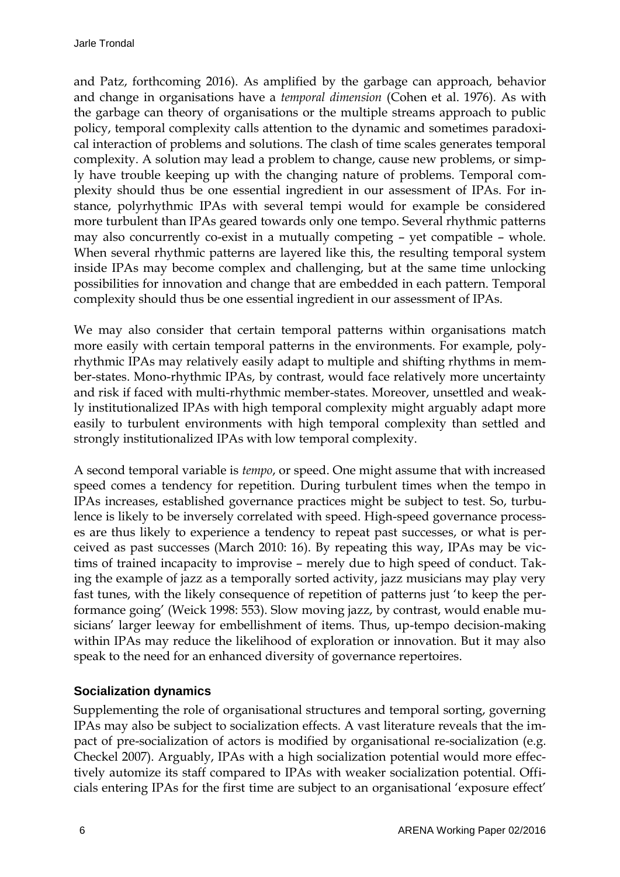and Patz, forthcoming 2016). As amplified by the garbage can approach, behavior and change in organisations have a *temporal dimension* (Cohen et al. 1976). As with the garbage can theory of organisations or the multiple streams approach to public policy, temporal complexity calls attention to the dynamic and sometimes paradoxical interaction of problems and solutions. The clash of time scales generates temporal complexity. A solution may lead a problem to change, cause new problems, or simply have trouble keeping up with the changing nature of problems. Temporal complexity should thus be one essential ingredient in our assessment of IPAs. For instance, polyrhythmic IPAs with several tempi would for example be considered more turbulent than IPAs geared towards only one tempo. Several rhythmic patterns may also concurrently co-exist in a mutually competing – yet compatible – whole. When several rhythmic patterns are layered like this, the resulting temporal system inside IPAs may become complex and challenging, but at the same time unlocking possibilities for innovation and change that are embedded in each pattern. Temporal complexity should thus be one essential ingredient in our assessment of IPAs.

We may also consider that certain temporal patterns within organisations match more easily with certain temporal patterns in the environments. For example, polyrhythmic IPAs may relatively easily adapt to multiple and shifting rhythms in member-states. Mono-rhythmic IPAs, by contrast, would face relatively more uncertainty and risk if faced with multi-rhythmic member-states. Moreover, unsettled and weakly institutionalized IPAs with high temporal complexity might arguably adapt more easily to turbulent environments with high temporal complexity than settled and strongly institutionalized IPAs with low temporal complexity.

A second temporal variable is *tempo*, or speed. One might assume that with increased speed comes a tendency for repetition. During turbulent times when the tempo in IPAs increases, established governance practices might be subject to test. So, turbulence is likely to be inversely correlated with speed. High-speed governance processes are thus likely to experience a tendency to repeat past successes, or what is perceived as past successes (March 2010: 16). By repeating this way, IPAs may be victims of trained incapacity to improvise – merely due to high speed of conduct. Taking the example of jazz as a temporally sorted activity, jazz musicians may play very fast tunes, with the likely consequence of repetition of patterns just 'to keep the performance going' (Weick 1998: 553). Slow moving jazz, by contrast, would enable musicians' larger leeway for embellishment of items. Thus, up-tempo decision-making within IPAs may reduce the likelihood of exploration or innovation. But it may also speak to the need for an enhanced diversity of governance repertoires.

### Socialization dynamics

Supplementing the role of organisational structures and temporal sorting, governing IPAs may also be subject to socialization effects. A vast literature reveals that the impact of pre-socialization of actors is modified by organisational re-socialization (e.g. Checkel 2007). Arguably, IPAs with a high socialization potential would more effectively automize its staff compared to IPAs with weaker socialization potential. Officials entering IPAs for the first time are subject to an organisational 'exposure effect'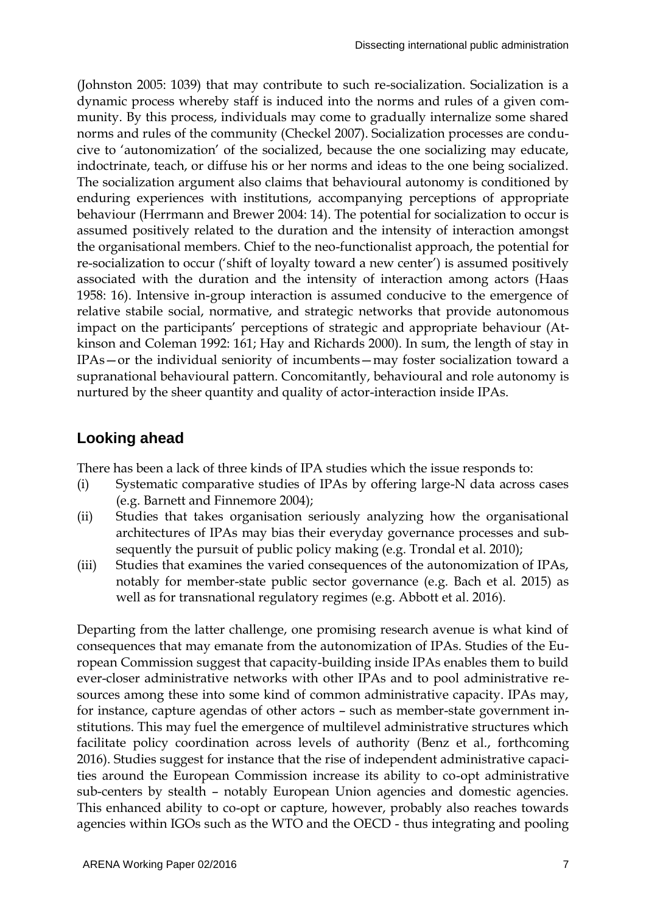(Johnston 2005: 1039) that may contribute to such re-socialization. Socialization is a dynamic process whereby staff is induced into the norms and rules of a given community. By this process, individuals may come to gradually internalize some shared norms and rules of the community (Checkel 2007). Socialization processes are conducive to 'autonomization' of the socialized, because the one socializing may educate, indoctrinate, teach, or diffuse his or her norms and ideas to the one being socialized. The socialization argument also claims that behavioural autonomy is conditioned by enduring experiences with institutions, accompanying perceptions of appropriate behaviour (Herrmann and Brewer 2004: 14). The potential for socialization to occur is assumed positively related to the duration and the intensity of interaction amongst the organisational members. Chief to the neo-functionalist approach, the potential for re-socialization to occur ('shift of loyalty toward a new center') is assumed positively associated with the duration and the intensity of interaction among actors (Haas 1958: 16). Intensive in-group interaction is assumed conducive to the emergence of relative stabile social, normative, and strategic networks that provide autonomous impact on the participants' perceptions of strategic and appropriate behaviour (Atkinson and Coleman 1992: 161; Hay and Richards 2000). In sum, the length of stay in IPAs—or the individual seniority of incumbents—may foster socialization toward a supranational behavioural pattern. Concomitantly, behavioural and role autonomy is nurtured by the sheer quantity and quality of actor-interaction inside IPAs.

## Looking ahead

There has been a lack of three kinds of IPA studies which the issue responds to:

(i) Systematic comparative studies of IPAs by offering large-N data across cases (e.g. Barnett and Finnemore 2004);

(ii) Studies that takes organisation seriously analyzing how the organisational architectures of IPAs may bias their everyday governance processes and subsequently the pursuit of public policy making (e.g. Trondal et al. 2010);

(iii) Studies that examines the varied consequences of the autonomization of IPAs, notably for member-state public sector governance (e.g. Bach et al. 2015) as well as for transnational regulatory regimes (e.g. Abbott et al. 2016).

Departing from the latter challenge, one promising research avenue is what kind of consequences that may emanate from the autonomization of IPAs. Studies of the European Commission suggest that capacity-building inside IPAs enables them to build ever-closer administrative networks with other IPAs and to pool administrative resources among these into some kind of common administrative capacity. IPAs may, for instance, capture agendas of other actors – such as member-state government institutions. This may fuel the emergence of multilevel administrative structures which facilitate policy coordination across levels of authority (Benz et al., forthcoming 2016). Studies suggest for instance that the rise of independent administrative capacities around the European Commission increase its ability to co-opt administrative sub-centers by stealth – notably European Union agencies and domestic agencies. This enhanced ability to co-opt or capture, however, probably also reaches towards agencies within IGOs such as the WTO and the OECD - thus integrating and pooling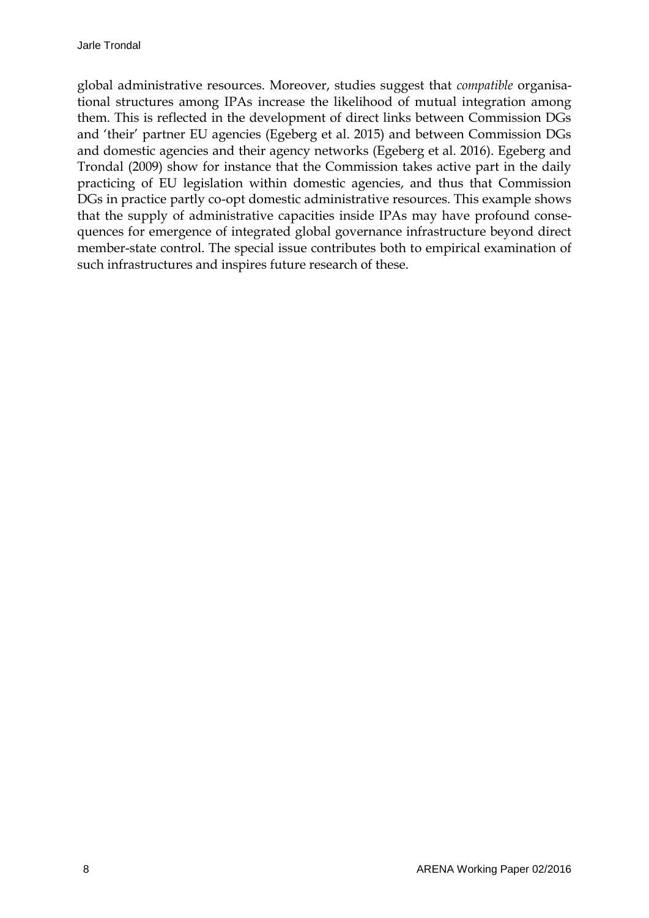global administrative resources. Moreover, studies suggest that *compatible* organisational structures among IPAs increase the likelihood of mutual integration among them. This is reflected in the development of direct links between Commission DGs and 'their' partner EU agencies (Egeberg et al. 2015) and between Commission DGs and domestic agencies and their agency networks (Egeberg et al. 2016). Egeberg and Trondal (2009) show for instance that the Commission takes active part in the daily practicing of EU legislation within domestic agencies, and thus that Commission DGs in practice partly co-opt domestic administrative resources. This example shows that the supply of administrative capacities inside IPAs may have profound consequences for emergence of integrated global governance infrastructure beyond direct member-state control. The special issue contributes both to empirical examination of such infrastructures and inspires future research of these.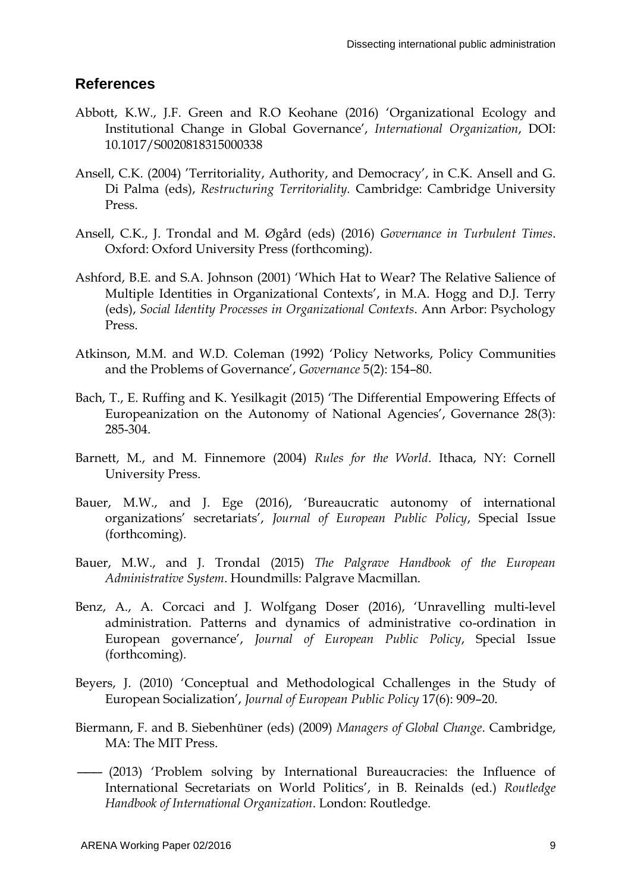## References

Abbott, K.W., J.F. Green and R.O Keohane (2016) 'Organizational Ecology and Institutional Change in Global Governance', *International Organization*, DOI: 10.1017/S0020818315000338

Ansell, C.K. (2004) 'Territoriality, Authority, and Democracy', in C.K. Ansell and G. Di Palma (eds), *Restructuring Territoriality*. Cambridge: Cambridge University Press.

Ansell, C.K., J. Trondal and M. Øgård (eds) (2016) *Governance in Turbulent Times*. Oxford: Oxford University Press (forthcoming).

Ashford, B.E. and S.A. Johnson (2001) 'Which Hat to Wear? The Relative Salience of Multiple Identities in Organizational Contexts', in M.A. Hogg and D.J. Terry (eds), *Social Identity Processes in Organizational Contexts*. Ann Arbor: Psychology Press.

Atkinson, M.M. and W.D. Coleman (1992) 'Policy Networks, Policy Communities and the Problems of Governance', *Governance* 5(2): 154–80.

Bach, T., E. Ruffing and K. Yesilkagit (2015) 'The Differential Empowering Effects of Europeanization on the Autonomy of National Agencies', Governance 28(3): 285-304.

Barnett, M., and M. Finnemore (2004) *Rules for the World*. Ithaca, NY: Cornell University Press.

Bauer, M.W., and J. Ege (2016), 'Bureaucratic autonomy of international organizations' secretariats', *Journal of European Public Policy*, Special Issue (forthcoming).

Bauer, M.W., and J. Trondal (2015) *The Palgrave Handbook of the European Administrative System*. Houndmills: Palgrave Macmillan.

Benz, A., A. Corcaci and J. Wolfgang Doser (2016), 'Unravelling multi-level administration. Patterns and dynamics of administrative co-ordination in European governance', *Journal of European Public Policy*, Special Issue (forthcoming).

Beyers, J. (2010) 'Conceptual and Methodological Cchallenges in the Study of European Socialization', *Journal of European Public Policy* 17(6): 909–20.

Biermann, F. and B. Siebenhüner (eds) (2009) *Managers of Global Change*. Cambridge, MA: The MIT Press.

—— (2013) 'Problem solving by International Bureaucracies: the Influence of International Secretariats on World Politics', in B. Reinalds (ed.) *Routledge Handbook of International Organization*. London: Routledge.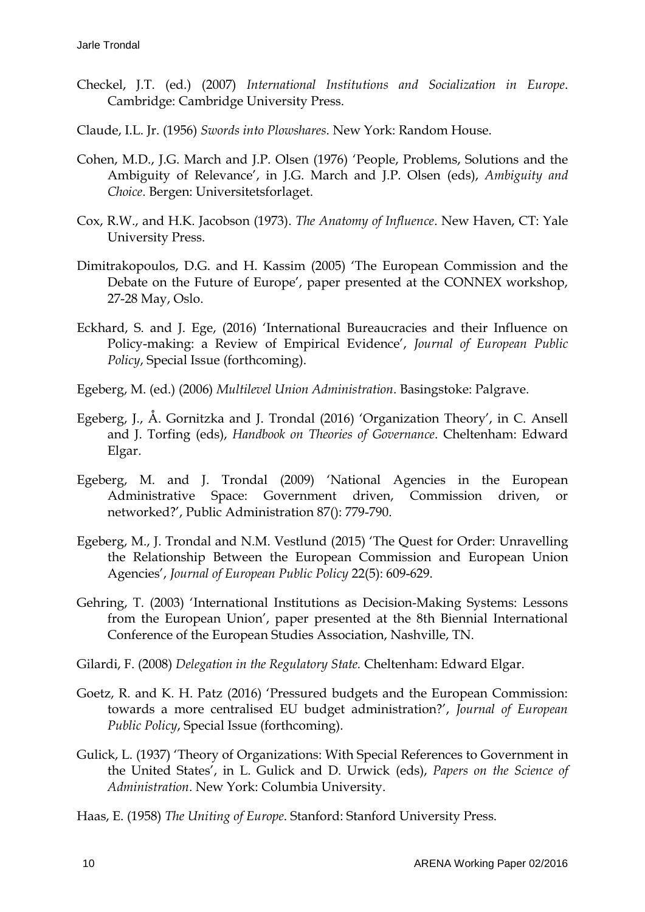Checkel, J.T. (ed.) (2007) *International Institutions and Socialization in Europe*. Cambridge: Cambridge University Press.

Claude, I.L. Jr. (1956) *Swords into Plowshares*. New York: Random House.

Cohen, M.D., J.G. March and J.P. Olsen (1976) 'People, Problems, Solutions and the Ambiguity of Relevance', in J.G. March and J.P. Olsen (eds), *Ambiguity and Choice*. Bergen: Universitetsforlaget.

Cox, R.W., and H.K. Jacobson (1973). *The Anatomy of Influence*. New Haven, CT: Yale University Press.

Dimitrakopoulos, D.G. and H. Kassim (2005) 'The European Commission and the Debate on the Future of Europe', paper presented at the CONNEX workshop, 27-28 May, Oslo.

Eckhard, S. and J. Ege, (2016) 'International Bureaucracies and their Influence on Policy-making: a Review of Empirical Evidence', *Journal of European Public Policy*, Special Issue (forthcoming).

Egeberg, M. (ed.) (2006) *Multilevel Union Administration*. Basingstoke: Palgrave.

Egeberg, J., Å. Gornitzka and J. Trondal (2016) 'Organization Theory', in C. Ansell and J. Torfing (eds), *Handbook on Theories of Governance*. Cheltenham: Edward Elgar.

Egeberg, M. and J. Trondal (2009) 'National Agencies in the European Administrative Space: Government driven, Commission driven, or networked?', Public Administration 87(): 779-790.

Egeberg, M., J. Trondal and N.M. Vestlund (2015) 'The Quest for Order: Unravelling the Relationship Between the European Commission and European Union Agencies', *Journal of European Public Policy* 22(5): 609-629.

Gehring, T. (2003) 'International Institutions as Decision-Making Systems: Lessons from the European Union', paper presented at the 8th Biennial International Conference of the European Studies Association, Nashville, TN.

Gilardi, F. (2008) *Delegation in the Regulatory State.* Cheltenham: Edward Elgar.

Goetz, R. and K. H. Patz (2016) 'Pressured budgets and the European Commission: towards a more centralised EU budget administration?', *Journal of European Public Policy*, Special Issue (forthcoming).

Gulick, L. (1937) 'Theory of Organizations: With Special References to Government in the United States', in L. Gulick and D. Urwick (eds), *Papers on the Science of Administration*. New York: Columbia University.

Haas, E. (1958) *The Uniting of Europe*. Stanford: Stanford University Press.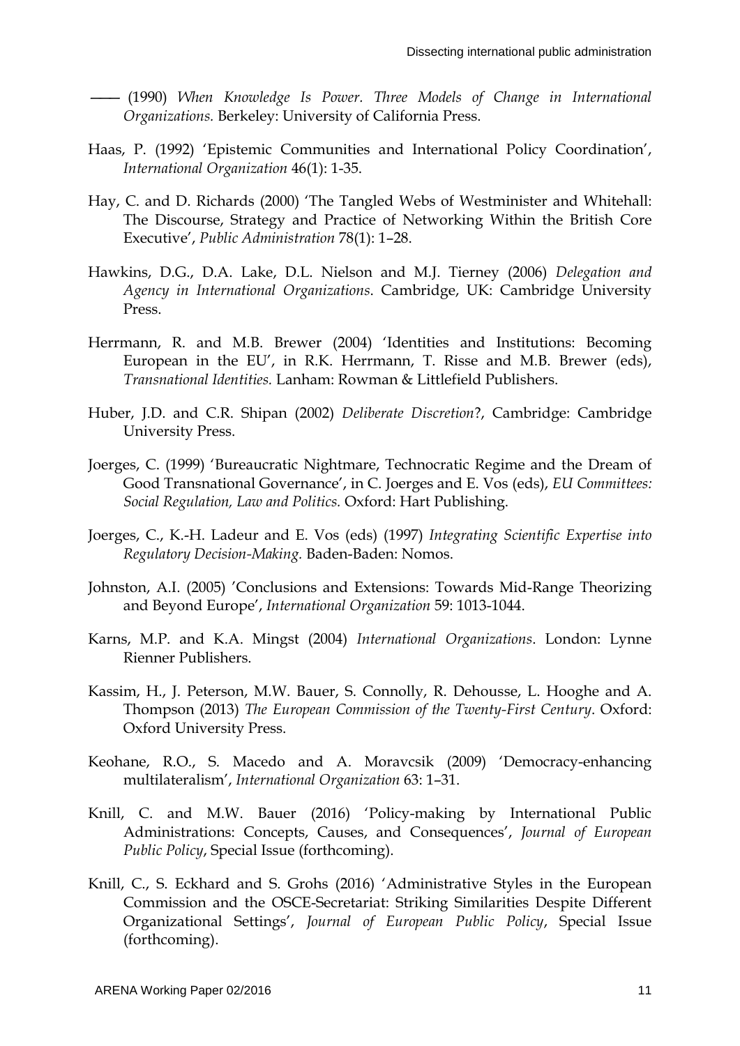—— (1990) *When Knowledge Is Power. Three Models of Change in International Organizations.* Berkeley: University of California Press.

Haas, P. (1992) 'Epistemic Communities and International Policy Coordination', *International Organization* 46(1): 1-35.

Hay, C. and D. Richards (2000) 'The Tangled Webs of Westminister and Whitehall: The Discourse, Strategy and Practice of Networking Within the British Core Executive', *Public Administration* 78(1): 1–28.

Hawkins, D.G., D.A. Lake, D.L. Nielson and M.J. Tierney (2006) *Delegation and Agency in International Organizations*. Cambridge, UK: Cambridge University Press.

Herrmann, R. and M.B. Brewer (2004) 'Identities and Institutions: Becoming European in the EU', in R.K. Herrmann, T. Risse and M.B. Brewer (eds), *Transnational Identities.* Lanham: Rowman & Littlefield Publishers.

Huber, J.D. and C.R. Shipan (2002) *Deliberate Discretion*?, Cambridge: Cambridge University Press.

Joerges, C. (1999) 'Bureaucratic Nightmare, Technocratic Regime and the Dream of Good Transnational Governance', in C. Joerges and E. Vos (eds), *EU Committees: Social Regulation, Law and Politics.* Oxford: Hart Publishing.

Joerges, C., K.-H. Ladeur and E. Vos (eds) (1997) *Integrating Scientific Expertise into Regulatory Decision-Making.* Baden-Baden: Nomos.

Johnston, A.I. (2005) 'Conclusions and Extensions: Towards Mid-Range Theorizing and Beyond Europe', *International Organization* 59: 1013-1044.

Karns, M.P. and K.A. Mingst (2004) *International Organizations*. London: Lynne Rienner Publishers.

Kassim, H., J. Peterson, M.W. Bauer, S. Connolly, R. Dehousse, L. Hooghe and A. Thompson (2013) *The European Commission of the Twenty-First Century*. Oxford: Oxford University Press.

Keohane, R.O., S. Macedo and A. Moravcsik (2009) 'Democracy-enhancing multilateralism', *International Organization* 63: 1–31.

Knill, C. and M.W. Bauer (2016) 'Policy-making by International Public Administrations: Concepts, Causes, and Consequences', *Journal of European Public Policy*, Special Issue (forthcoming).

Knill, C., S. Eckhard and S. Grohs (2016) 'Administrative Styles in the European Commission and the OSCE-Secretariat: Striking Similarities Despite Different Organizational Settings', *Journal of European Public Policy*, Special Issue (forthcoming).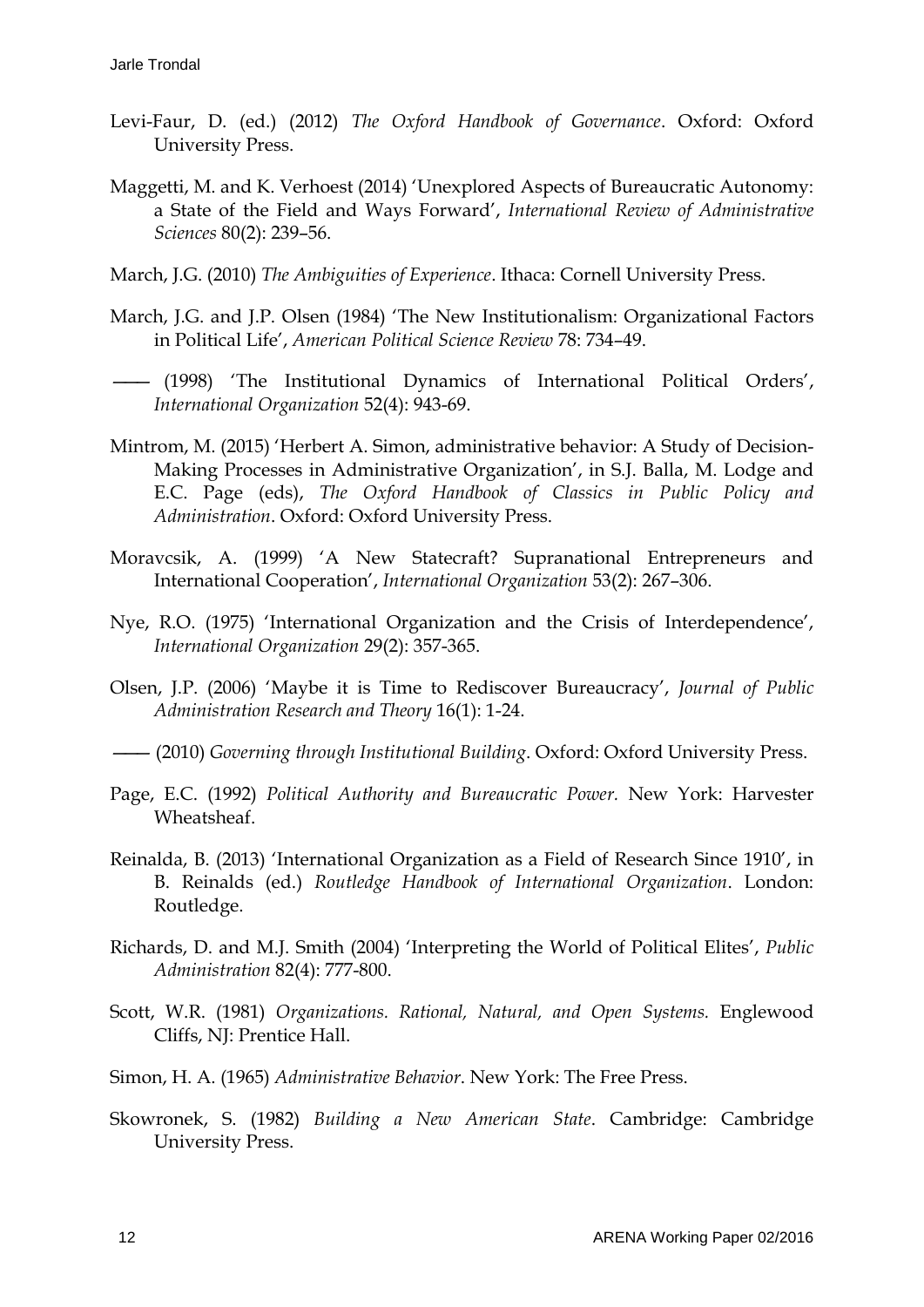Levi-Faur, D. (ed.) (2012) *The Oxford Handbook of Governance*. Oxford: Oxford University Press.

Maggetti, M. and K. Verhoest (2014) 'Unexplored Aspects of Bureaucratic Autonomy: a State of the Field and Ways Forward', *International Review of Administrative Sciences* 80(2): 239–56.

March, J.G. (2010) *The Ambiguities of Experience*. Ithaca: Cornell University Press.

March, J.G. and J.P. Olsen (1984) 'The New Institutionalism: Organizational Factors in Political Life', *American Political Science Review* 78: 734–49.

—— (1998) 'The Institutional Dynamics of International Political Orders', *International Organization* 52(4): 943-69.

Mintrom, M. (2015) 'Herbert A. Simon, administrative behavior: A Study of Decision-Making Processes in Administrative Organization', in S.J. Balla, M. Lodge and E.C. Page (eds), *The Oxford Handbook of Classics in Public Policy and Administration*. Oxford: Oxford University Press.

Moravcsik, A. (1999) 'A New Statecraft? Supranational Entrepreneurs and International Cooperation', *International Organization* 53(2): 267–306.

Nye, R.O. (1975) 'International Organization and the Crisis of Interdependence', *International Organization* 29(2): 357-365.

Olsen, J.P. (2006) 'Maybe it is Time to Rediscover Bureaucracy', *Journal of Public Administration Research and Theory* 16(1): 1-24.

—— (2010) *Governing through Institutional Building*. Oxford: Oxford University Press.

Page, E.C. (1992) *Political Authority and Bureaucratic Power.* New York: Harvester Wheatsheaf.

Reinalda, B. (2013) 'International Organization as a Field of Research Since 1910', in B. Reinalds (ed.) *Routledge Handbook of International Organization*. London: Routledge.

Richards, D. and M.J. Smith (2004) 'Interpreting the World of Political Elites', *Public Administration* 82(4): 777-800.

Scott, W.R. (1981) *Organizations. Rational, Natural, and Open Systems.* Englewood Cliffs, NJ: Prentice Hall.

Simon, H. A. (1965) *Administrative Behavior*. New York: The Free Press.

Skowronek, S. (1982) *Building a New American State*. Cambridge: Cambridge University Press.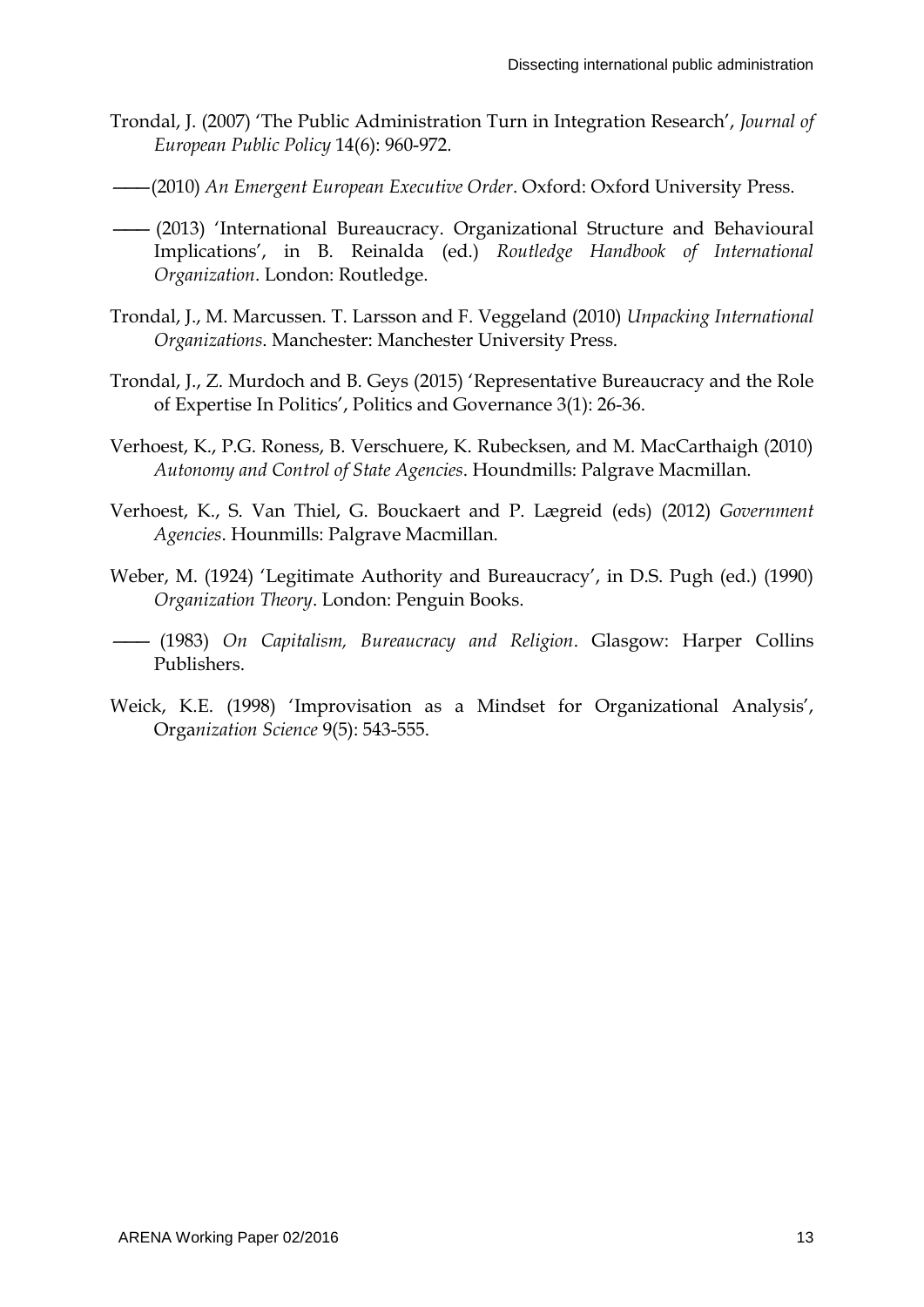Trondal, J. (2007) 'The Public Administration Turn in Integration Research', *Journal of European Public Policy* 14(6): 960-972.

——(2010) *An Emergent European Executive Order*. Oxford: Oxford University Press.

—— (2013) 'International Bureaucracy. Organizational Structure and Behavioural Implications', in B. Reinalda (ed.) *Routledge Handbook of International Organization*. London: Routledge.

Trondal, J., M. Marcussen. T. Larsson and F. Veggeland (2010) *Unpacking International Organizations*. Manchester: Manchester University Press.

Trondal, J., Z. Murdoch and B. Geys (2015) 'Representative Bureaucracy and the Role of Expertise In Politics', Politics and Governance 3(1): 26-36.

Verhoest, K., P.G. Roness, B. Verschuere, K. Rubecksen, and M. MacCarthaigh (2010) *Autonomy and Control of State Agencies*. Houndmills: Palgrave Macmillan.

Verhoest, K., S. Van Thiel, G. Bouckaert and P. Lægreid (eds) (2012) *Government Agencies*. Hounmills: Palgrave Macmillan.

Weber, M. (1924) 'Legitimate Authority and Bureaucracy', in D.S. Pugh (ed.) (1990) *Organization Theory*. London: Penguin Books.

—— (1983) *On Capitalism, Bureaucracy and Religion*. Glasgow: Harper Collins Publishers.

Weick, K.E. (1998) 'Improvisation as a Mindset for Organizational Analysis', Orga*nization Science* 9(5): 543-555.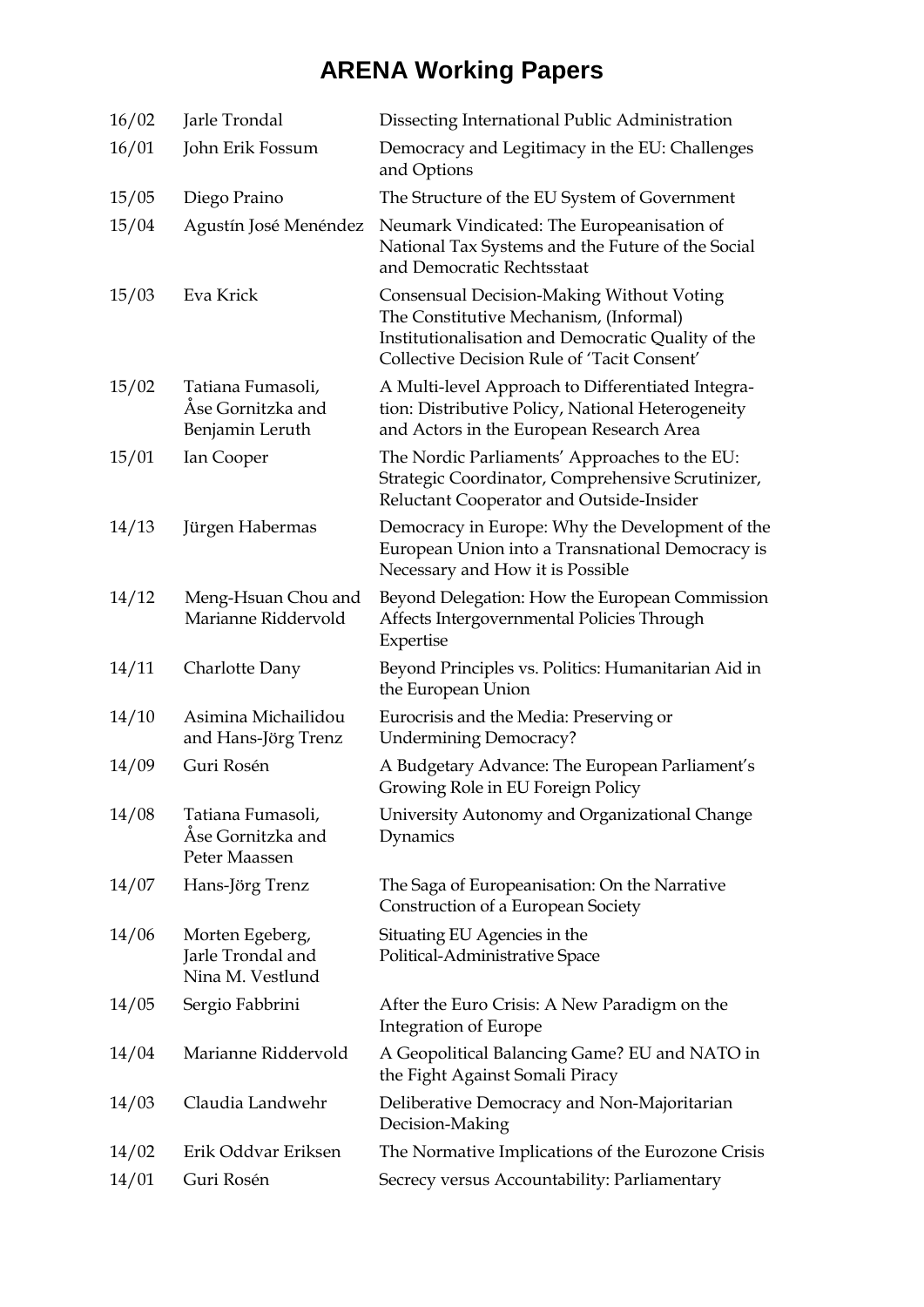# ARENA Working Papers

| | | |
|---|---|---|
| 16/02 | Jarle Trondal | Dissecting International Public Administration |
| 16/01 | John Erik Fossum | Democracy and Legitimacy in the EU: Challenges and Options |
| 15/05 | Diego Praino | The Structure of the EU System of Government |
| 15/04 | Agustín José Menéndez | Neumark Vindicated: The Europeanisation of National Tax Systems and the Future of the Social and Democratic Rechtsstaat |
| 15/03 | Eva Krick | Consensual Decision-Making Without Voting The Constitutive Mechanism, (Informal) Institutionalisation and Democratic Quality of the Collective Decision Rule of 'Tacit Consent' |
| 15/02 | Tatiana Fumasoli, Åse Gornitzka and Benjamin Leruth | A Multi-level Approach to Differentiated Integration: Distributive Policy, National Heterogeneity and Actors in the European Research Area |
| 15/01 | Ian Cooper | The Nordic Parliaments' Approaches to the EU: Strategic Coordinator, Comprehensive Scrutinizer, Reluctant Cooperator and Outside-Insider |
| 14/13 | Jürgen Habermas | Democracy in Europe: Why the Development of the European Union into a Transnational Democracy is Necessary and How it is Possible |
| 14/12 | Meng-Hsuan Chou and Marianne Riddervold | Beyond Delegation: How the European Commission Affects Intergovernmental Policies Through Expertise |
| 14/11 | Charlotte Dany | Beyond Principles vs. Politics: Humanitarian Aid in the European Union |
| 14/10 | Asimina Michailidou and Hans-Jörg Trenz | Eurocrisis and the Media: Preserving or Undermining Democracy? |
| 14/09 | Guri Rosén | A Budgetary Advance: The European Parliament's Growing Role in EU Foreign Policy |
| 14/08 | Tatiana Fumasoli, Åse Gornitzka and Peter Maassen | University Autonomy and Organizational Change Dynamics |
| 14/07 | Hans-Jörg Trenz | The Saga of Europeanisation: On the Narrative Construction of a European Society |
| 14/06 | Morten Egeberg, Jarle Trondal and Nina M. Vestlund | Situating EU Agencies in the Political-Administrative Space |
| 14/05 | Sergio Fabbrini | After the Euro Crisis: A New Paradigm on the Integration of Europe |
| 14/04 | Marianne Riddervold | A Geopolitical Balancing Game? EU and NATO in the Fight Against Somali Piracy |
| 14/03 | Claudia Landwehr | Deliberative Democracy and Non-Majoritarian Decision-Making |
| 14/02 | Erik Oddvar Eriksen | The Normative Implications of the Eurozone Crisis |
| 14/01 | Guri Rosén | Secrecy versus Accountability: Parliamentary |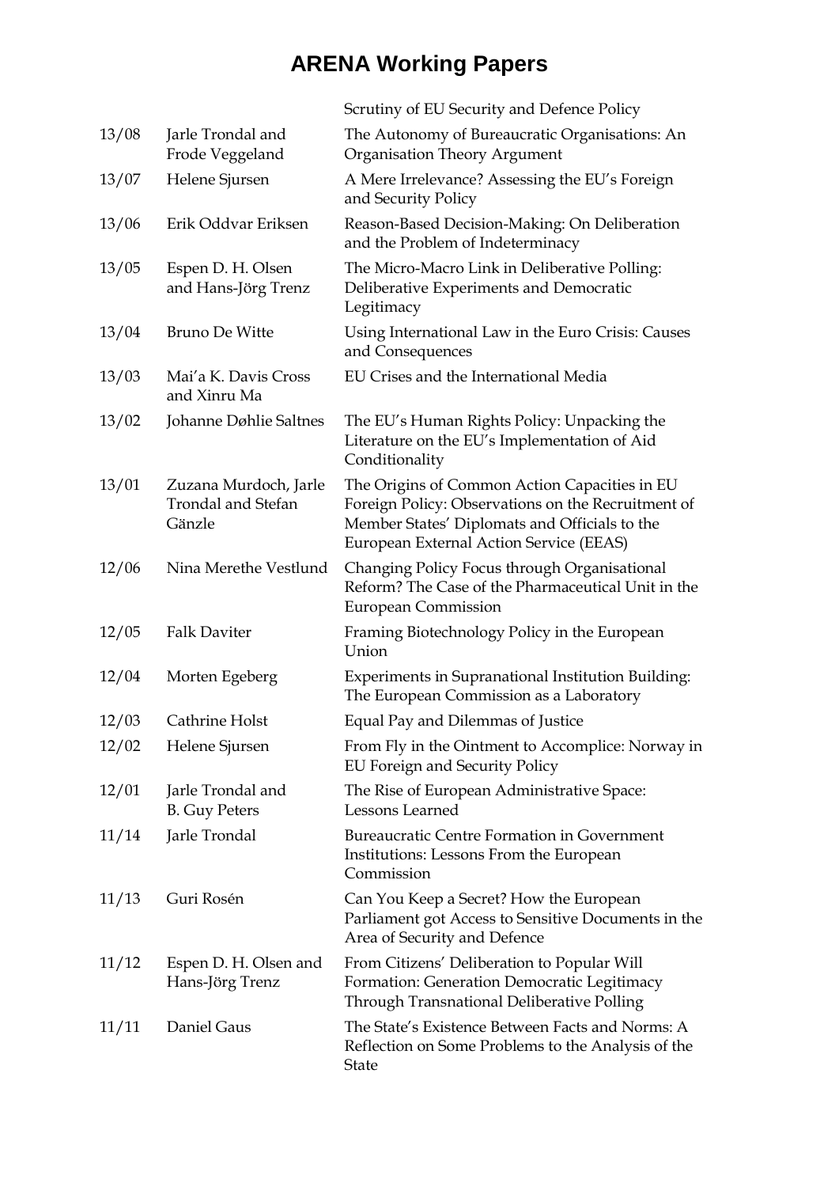# ARENA Working Papers

| | | |
|---|---|---|
| | | Scrutiny of EU Security and Defence Policy |
| 13/08 | Jarle Trondal and Frode Veggeland | The Autonomy of Bureaucratic Organisations: An Organisation Theory Argument |
| 13/07 | Helene Sjursen | A Mere Irrelevance? Assessing the EU's Foreign and Security Policy |
| 13/06 | Erik Oddvar Eriksen | Reason-Based Decision-Making: On Deliberation and the Problem of Indeterminacy |
| 13/05 | Espen D. H. Olsen and Hans-Jörg Trenz | The Micro-Macro Link in Deliberative Polling: Deliberative Experiments and Democratic Legitimacy |
| 13/04 | Bruno De Witte | Using International Law in the Euro Crisis: Causes and Consequences |
| 13/03 | Mai'a K. Davis Cross and Xinru Ma | EU Crises and the International Media |
| 13/02 | Johanne Døhlie Saltnes | The EU's Human Rights Policy: Unpacking the Literature on the EU's Implementation of Aid Conditionality |
| 13/01 | Zuzana Murdoch, Jarle Trondal and Stefan Gänzle | The Origins of Common Action Capacities in EU Foreign Policy: Observations on the Recruitment of Member States' Diplomats and Officials to the European External Action Service (EEAS) |
| 12/06 | Nina Merethe Vestlund | Changing Policy Focus through Organisational Reform? The Case of the Pharmaceutical Unit in the European Commission |
| 12/05 | Falk Daviter | Framing Biotechnology Policy in the European Union |
| 12/04 | Morten Egeberg | Experiments in Supranational Institution Building: The European Commission as a Laboratory |
| 12/03 | Cathrine Holst | Equal Pay and Dilemmas of Justice |
| 12/02 | Helene Sjursen | From Fly in the Ointment to Accomplice: Norway in EU Foreign and Security Policy |
| 12/01 | Jarle Trondal and B. Guy Peters | The Rise of European Administrative Space: Lessons Learned |
| 11/14 | Jarle Trondal | Bureaucratic Centre Formation in Government Institutions: Lessons From the European Commission |
| 11/13 | Guri Rosén | Can You Keep a Secret? How the European Parliament got Access to Sensitive Documents in the Area of Security and Defence |
| 11/12 | Espen D. H. Olsen and Hans-Jörg Trenz | From Citizens' Deliberation to Popular Will Formation: Generation Democratic Legitimacy Through Transnational Deliberative Polling |
| 11/11 | Daniel Gaus | The State's Existence Between Facts and Norms: A Reflection on Some Problems to the Analysis of the State |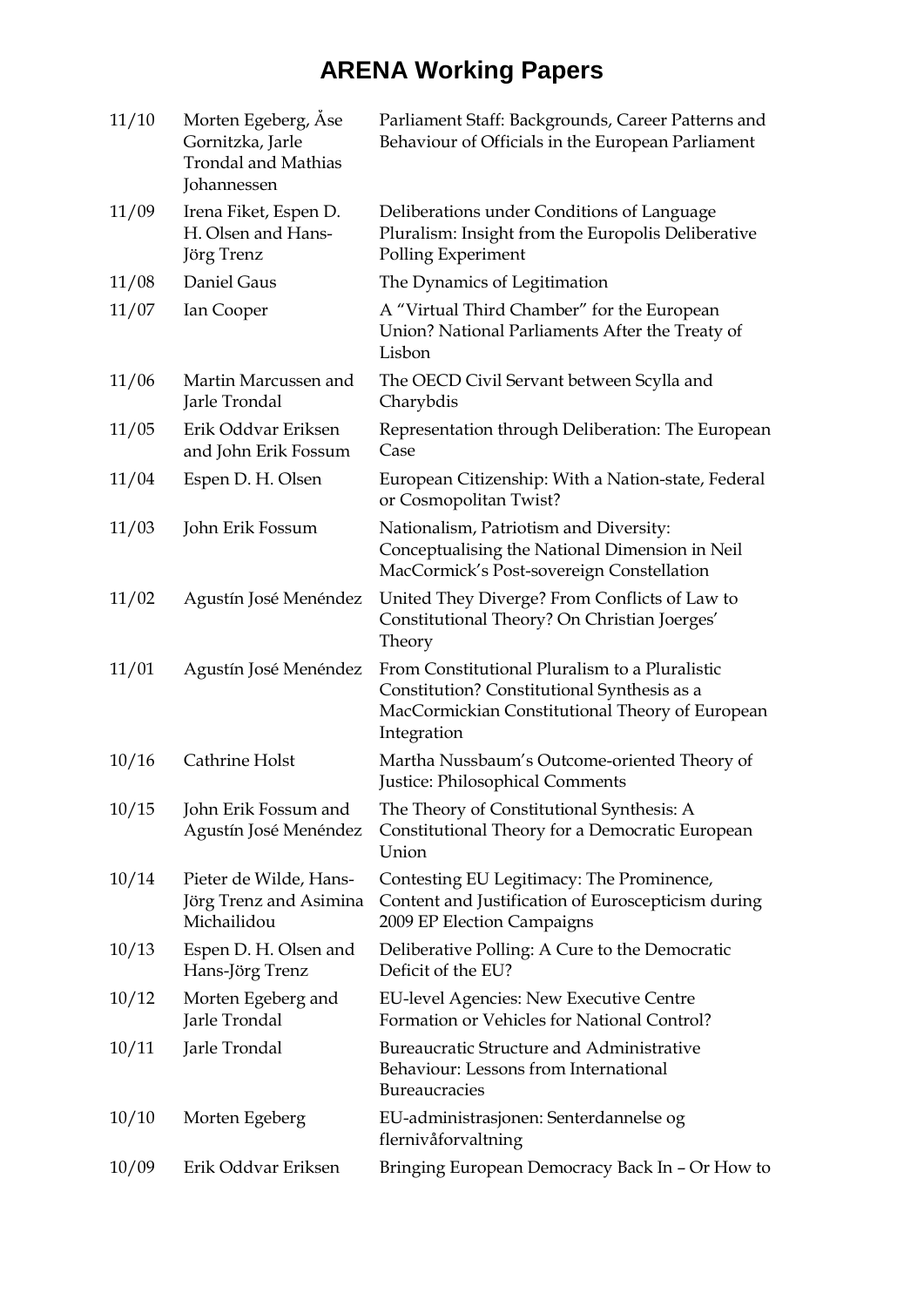# ARENA Working Papers

| | | |
|---|---|---|
| 11/10 | Morten Egeberg, Åse Gornitzka, Jarle Trondal and Mathias Johannessen | Parliament Staff: Backgrounds, Career Patterns and Behaviour of Officials in the European Parliament |
| 11/09 | Irena Fiket, Espen D. H. Olsen and Hans-Jörg Trenz | Deliberations under Conditions of Language Pluralism: Insight from the Europolis Deliberative Polling Experiment |
| 11/08 | Daniel Gaus | The Dynamics of Legitimation |
| 11/07 | Ian Cooper | A "Virtual Third Chamber" for the European Union? National Parliaments After the Treaty of Lisbon |
| 11/06 | Martin Marcussen and Jarle Trondal | The OECD Civil Servant between Scylla and Charybdis |
| 11/05 | Erik Oddvar Eriksen and John Erik Fossum | Representation through Deliberation: The European Case |
| 11/04 | Espen D. H. Olsen | European Citizenship: With a Nation-state, Federal or Cosmopolitan Twist? |
| 11/03 | John Erik Fossum | Nationalism, Patriotism and Diversity: Conceptualising the National Dimension in Neil MacCormick's Post-sovereign Constellation |
| 11/02 | Agustín José Menéndez | United They Diverge? From Conflicts of Law to Constitutional Theory? On Christian Joerges' Theory |
| 11/01 | Agustín José Menéndez | From Constitutional Pluralism to a Pluralistic Constitution? Constitutional Synthesis as a MacCormickian Constitutional Theory of European Integration |
| 10/16 | Cathrine Holst | Martha Nussbaum's Outcome-oriented Theory of Justice: Philosophical Comments |
| 10/15 | John Erik Fossum and Agustín José Menéndez | The Theory of Constitutional Synthesis: A Constitutional Theory for a Democratic European Union |
| 10/14 | Pieter de Wilde, Hans-Jörg Trenz and Asimina Michailidou | Contesting EU Legitimacy: The Prominence, Content and Justification of Euroscepticism during 2009 EP Election Campaigns |
| 10/13 | Espen D. H. Olsen and Hans-Jörg Trenz | Deliberative Polling: A Cure to the Democratic Deficit of the EU? |
| 10/12 | Morten Egeberg and Jarle Trondal | EU-level Agencies: New Executive Centre Formation or Vehicles for National Control? |
| 10/11 | Jarle Trondal | Bureaucratic Structure and Administrative Behaviour: Lessons from International Bureaucracies |
| 10/10 | Morten Egeberg | EU-administrasjonen: Senterdannelse og flernivåforvaltning |
| 10/09 | Erik Oddvar Eriksen | Bringing European Democracy Back In – Or How to |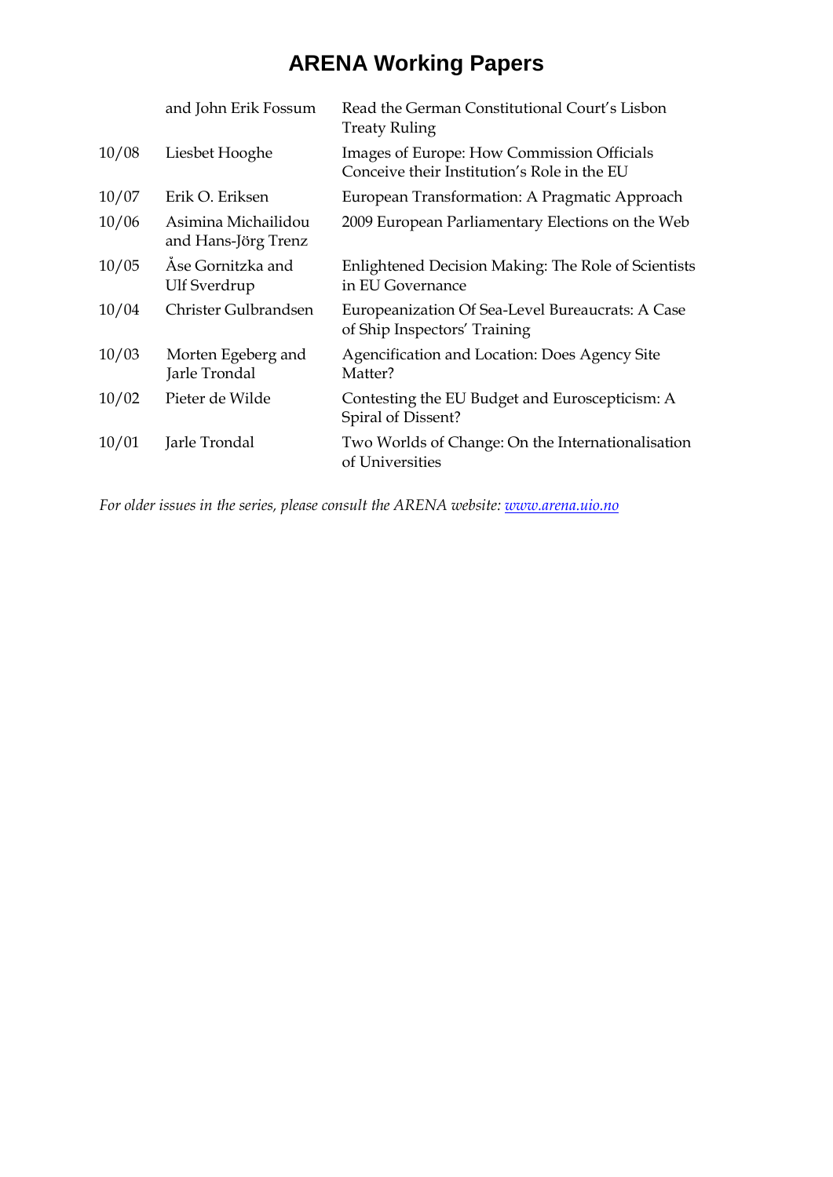# ARENA Working Papers

| | | |
|---|---|---|
| | and John Erik Fossum | Read the German Constitutional Court's Lisbon Treaty Ruling |
| 10/08 | Liesbet Hooghe | Images of Europe: How Commission Officials Conceive their Institution's Role in the EU |
| 10/07 | Erik O. Eriksen | European Transformation: A Pragmatic Approach |
| 10/06 | Asimina Michailidou and Hans-Jörg Trenz | 2009 European Parliamentary Elections on the Web |
| 10/05 | Åse Gornitzka and Ulf Sverdrup | Enlightened Decision Making: The Role of Scientists in EU Governance |
| 10/04 | Christer Gulbrandsen | Europeanization Of Sea-Level Bureaucrats: A Case of Ship Inspectors' Training |
| 10/03 | Morten Egeberg and Jarle Trondal | Agencification and Location: Does Agency Site Matter? |
| 10/02 | Pieter de Wilde | Contesting the EU Budget and Euroscepticism: A Spiral of Dissent? |
| 10/01 | Jarle Trondal | Two Worlds of Change: On the Internationalisation of Universities |

*For older issues in the series, please consult the ARENA website: [www.arena.uio.no](http://www.arena.uio.no)*